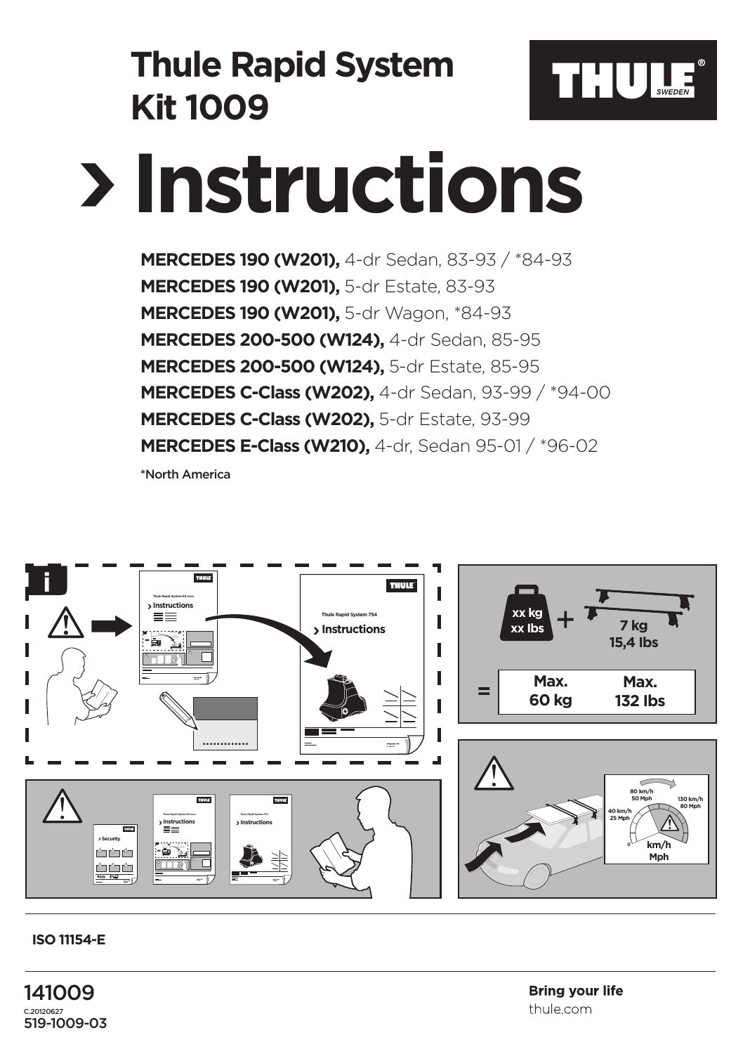# Thule Rapid System Kit 1009

THULE SWEDEN

# Instructions

**MERCEDES 190 (W201),** 4-dr Sedan, 83-93 / *84-93
**MERCEDES 190 (W201),** 5-dr Estate, 83-93
**MERCEDES 190 (W201),** 5-dr Wagon, *84-93
**MERCEDES 200-500 (W124),** 4-dr Sedan, 85-95
**MERCEDES 200-500 (W124),** 5-dr Estate, 85-95
**MERCEDES C-Class (W202),** 4-dr Sedan, 93-99 / *94-00
**MERCEDES C-Class (W202),** 5-dr Estate, 93-99
**MERCEDES E-Class (W210),** 4-dr, Sedan 95-01 / *96-02

*North America

xx kg
xx lbs
+
7 kg
15,4 lbs
=
Max. 60 kg
Max. 132 lbs

80 km/h 50 Mph
40 km/h 25 Mph
130 km/h 80 Mph
km/h Mph

**ISO 11154-E**

141009
C.20120627
519-1009-03

**Bring your life**
thule.com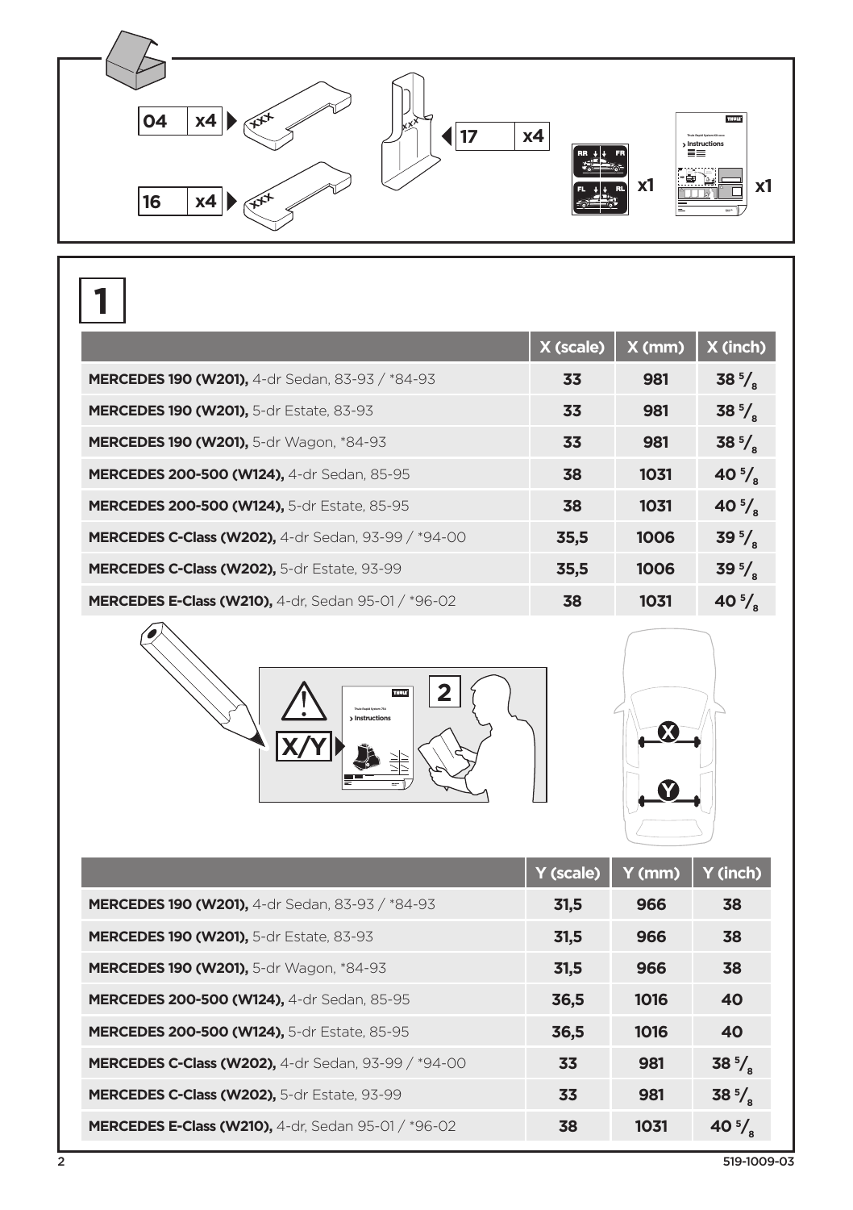| 04 | x4 |
|---|---|
| 16 | x4 |
| 17 | x4 |

x1

x1

# 1

| | X (scale) | X (mm) | X (inch) |
|---|---|---|---|
| **MERCEDES 190 (W201),** 4-dr Sedan, 83-93 / *84-93 | 33 | 981 | 38 $^5/_8$ |
| **MERCEDES 190 (W201),** 5-dr Estate, 83-93 | 33 | 981 | 38 $^5/_8$ |
| **MERCEDES 190 (W201),** 5-dr Wagon, *84-93 | 33 | 981 | 38 $^5/_8$ |
| **MERCEDES 200-500 (W124),** 4-dr Sedan, 85-95 | 38 | 1031 | 40 $^5/_8$ |
| **MERCEDES 200-500 (W124),** 5-dr Estate, 85-95 | 38 | 1031 | 40 $^5/_8$ |
| **MERCEDES C-Class (W202),** 4-dr Sedan, 93-99 / *94-00 | 35,5 | 1006 | 39 $^5/_8$ |
| **MERCEDES C-Class (W202),** 5-dr Estate, 93-99 | 35,5 | 1006 | 39 $^5/_8$ |
| **MERCEDES E-Class (W210),** 4-dr, Sedan 95-01 / *96-02 | 38 | 1031 | 40 $^5/_8$ |

X/Y

2

| | Y (scale) | Y (mm) | Y (inch) |
|---|---|---|---|
| **MERCEDES 190 (W201),** 4-dr Sedan, 83-93 / *84-93 | 31,5 | 966 | 38 |
| **MERCEDES 190 (W201),** 5-dr Estate, 83-93 | 31,5 | 966 | 38 |
| **MERCEDES 190 (W201),** 5-dr Wagon, *84-93 | 31,5 | 966 | 38 |
| **MERCEDES 200-500 (W124),** 4-dr Sedan, 85-95 | 36,5 | 1016 | 40 |
| **MERCEDES 200-500 (W124),** 5-dr Estate, 85-95 | 36,5 | 1016 | 40 |
| **MERCEDES C-Class (W202),** 4-dr Sedan, 93-99 / *94-00 | 33 | 981 | 38 $^5/_8$ |
| **MERCEDES C-Class (W202),** 5-dr Estate, 93-99 | 33 | 981 | 38 $^5/_8$ |
| **MERCEDES E-Class (W210),** 4-dr, Sedan 95-01 / *96-02 | 38 | 1031 | 40 $^5/_8$ |

519-1009-03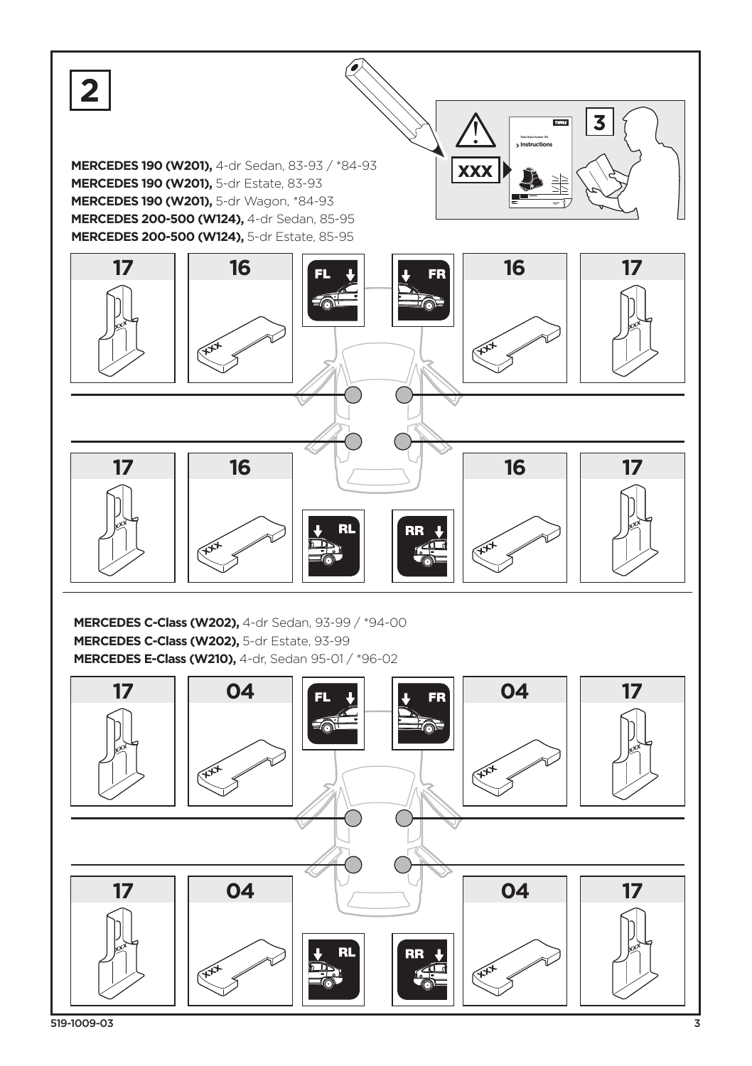# 2

3

XXX

Thule Rapid System 754

Instructions

**MERCEDES 190 (W201),** 4-dr Sedan, 83-93 / *84-93
**MERCEDES 190 (W201),** 5-dr Estate, 83-93
**MERCEDES 190 (W201),** 5-dr Wagon, *84-93
**MERCEDES 200-500 (W124),** 4-dr Sedan, 85-95
**MERCEDES 200-500 (W124),** 5-dr Estate, 85-95

| 17 | 16 | FL | FR | 16 | 17 |
|---|---|---|---|---|---|
| XXX | XXX | | | XXX | XXX |

| 17 | 16 | RL | RR | 16 | 17 |
|---|---|---|---|---|---|
| XXX | XXX | | | XXX | XXX |

**MERCEDES C-Class (W202),** 4-dr Sedan, 93-99 / *94-00
**MERCEDES C-Class (W202),** 5-dr Estate, 93-99
**MERCEDES E-Class (W210),** 4-dr, Sedan 95-01 / *96-02

| 17 | 04 | FL | FR | 04 | 17 |
|---|---|---|---|---|---|
| XXX | XXX | | | XXX | XXX |

| 17 | 04 | RL | RR | 04 | 17 |
|---|---|---|---|---|---|
| XXX | XXX | | | XXX | XXX |

519-1009-03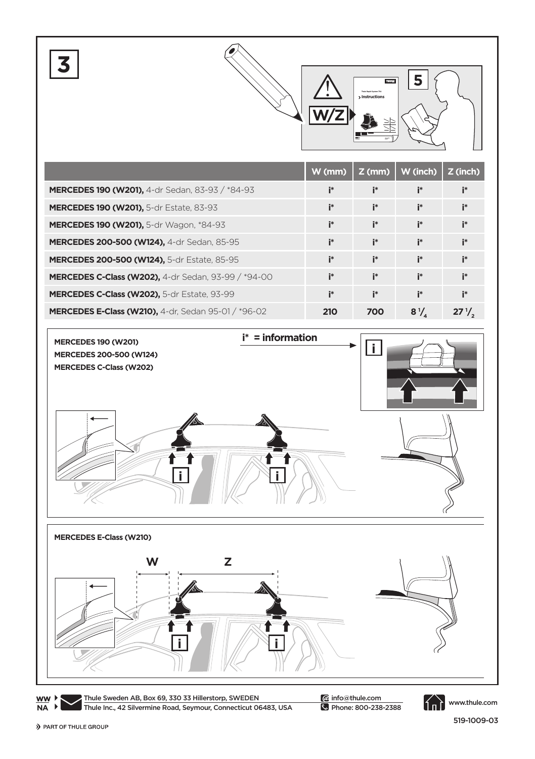# 3

W/Z

5

| | W (mm) | Z (mm) | W (inch) | Z (inch) |
|---|---|---|---|---|
| **MERCEDES 190 (W201),** 4-dr Sedan, 83-93 / *84-93 | i* | i* | i* | i* |
| **MERCEDES 190 (W201),** 5-dr Estate, 83-93 | i* | i* | i* | i* |
| **MERCEDES 190 (W201),** 5-dr Wagon, *84-93 | i* | i* | i* | i* |
| **MERCEDES 200-500 (W124),** 4-dr Sedan, 85-95 | i* | i* | i* | i* |
| **MERCEDES 200-500 (W124),** 5-dr Estate, 85-95 | i* | i* | i* | i* |
| **MERCEDES C-Class (W202),** 4-dr Sedan, 93-99 / *94-00 | i* | i* | i* | i* |
| **MERCEDES C-Class (W202),** 5-dr Estate, 93-99 | i* | i* | i* | i* |
| **MERCEDES E-Class (W210),** 4-dr, Sedan 95-01 / *96-02 | **210** | **700** | **8 1/4** | **27 1/2** |

**MERCEDES 190 (W201)**
**MERCEDES 200-500 (W124)**
**MERCEDES C-Class (W202)**

**i* = information**

i

**MERCEDES E-Class (W210)**

W

Z

i

WW Thule Sweden AB, Box 69, 330 33 Hillerstorp, SWEDEN
NA Thule Inc., 42 Silvermine Road, Seymour, Connecticut 06483, USA

info@thule.com
Phone: 800-238-2388

www.thule.com

519-1009-03

PART OF THULE GROUP